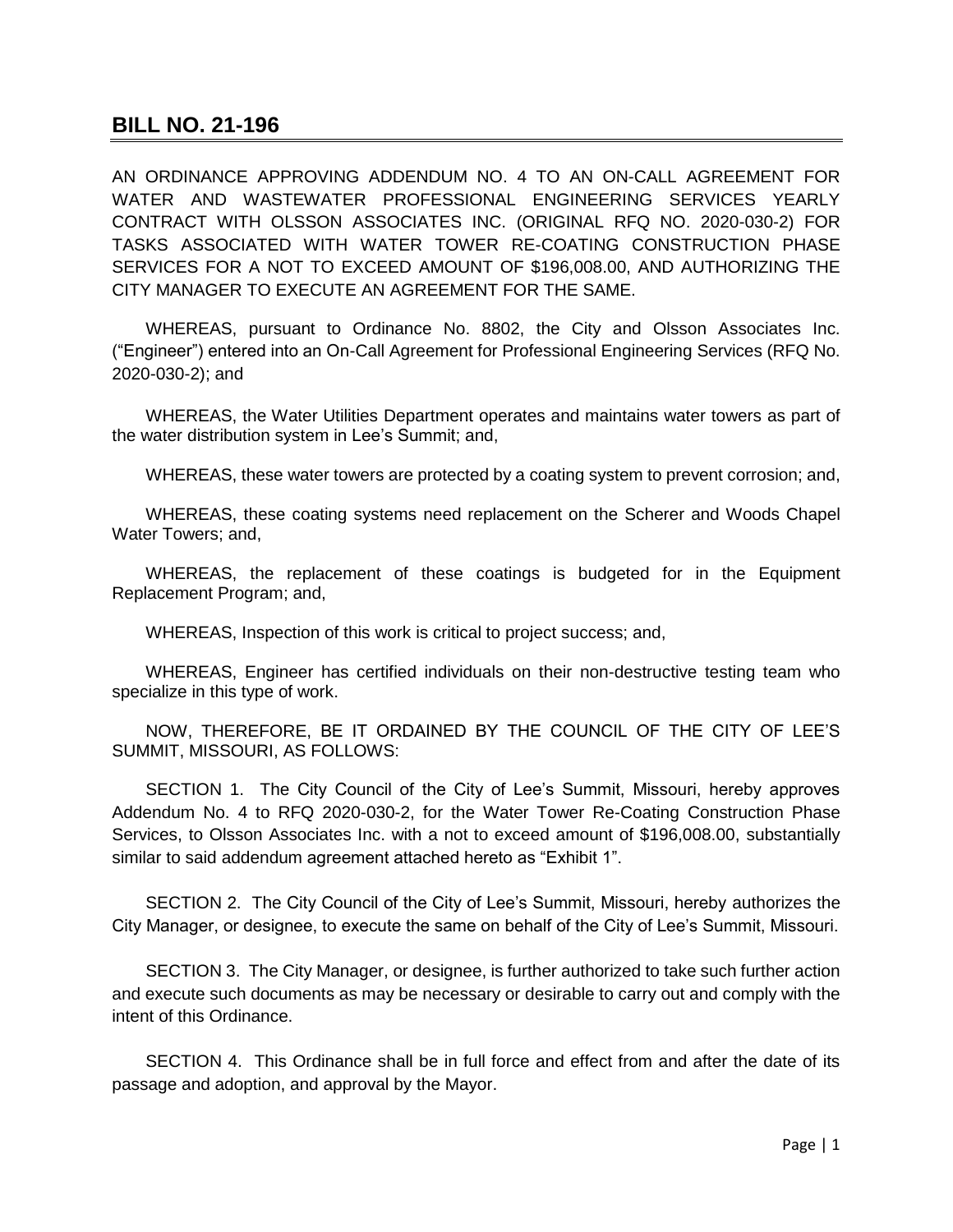## BILL NO. 21-196

AN ORDINANCE APPROVING ADDENDUM NO. 4 TO AN ON-CALL AGREEMENT FOR WATER AND WASTEWATER PROFESSIONAL ENGINEERING SERVICES YEARLY CONTRACT WITH OLSSON ASSOCIATES INC. (ORIGINAL RFQ NO. 2020-030-2) FOR TASKS ASSOCIATED WITH WATER TOWER RE-COATING CONSTRUCTION PHASE SERVICES FOR A NOT TO EXCEED AMOUNT OF $196,008.00, AND AUTHORIZING THE CITY MANAGER TO EXECUTE AN AGREEMENT FOR THE SAME.

WHEREAS, pursuant to Ordinance No. 8802, the City and Olsson Associates Inc. ("Engineer") entered into an On-Call Agreement for Professional Engineering Services (RFQ No. 2020-030-2); and

WHEREAS, the Water Utilities Department operates and maintains water towers as part of the water distribution system in Lee's Summit; and,

WHEREAS, these water towers are protected by a coating system to prevent corrosion; and,

WHEREAS, these coating systems need replacement on the Scherer and Woods Chapel Water Towers; and,

WHEREAS, the replacement of these coatings is budgeted for in the Equipment Replacement Program; and,

WHEREAS, Inspection of this work is critical to project success; and,

WHEREAS, Engineer has certified individuals on their non-destructive testing team who specialize in this type of work.

NOW, THEREFORE, BE IT ORDAINED BY THE COUNCIL OF THE CITY OF LEE'S SUMMIT, MISSOURI, AS FOLLOWS:

SECTION 1. The City Council of the City of Lee's Summit, Missouri, hereby approves Addendum No. 4 to RFQ 2020-030-2, for the Water Tower Re-Coating Construction Phase Services, to Olsson Associates Inc. with a not to exceed amount of $196,008.00, substantially similar to said addendum agreement attached hereto as "Exhibit 1".

SECTION 2. The City Council of the City of Lee's Summit, Missouri, hereby authorizes the City Manager, or designee, to execute the same on behalf of the City of Lee's Summit, Missouri.

SECTION 3. The City Manager, or designee, is further authorized to take such further action and execute such documents as may be necessary or desirable to carry out and comply with the intent of this Ordinance.

SECTION 4. This Ordinance shall be in full force and effect from and after the date of its passage and adoption, and approval by the Mayor.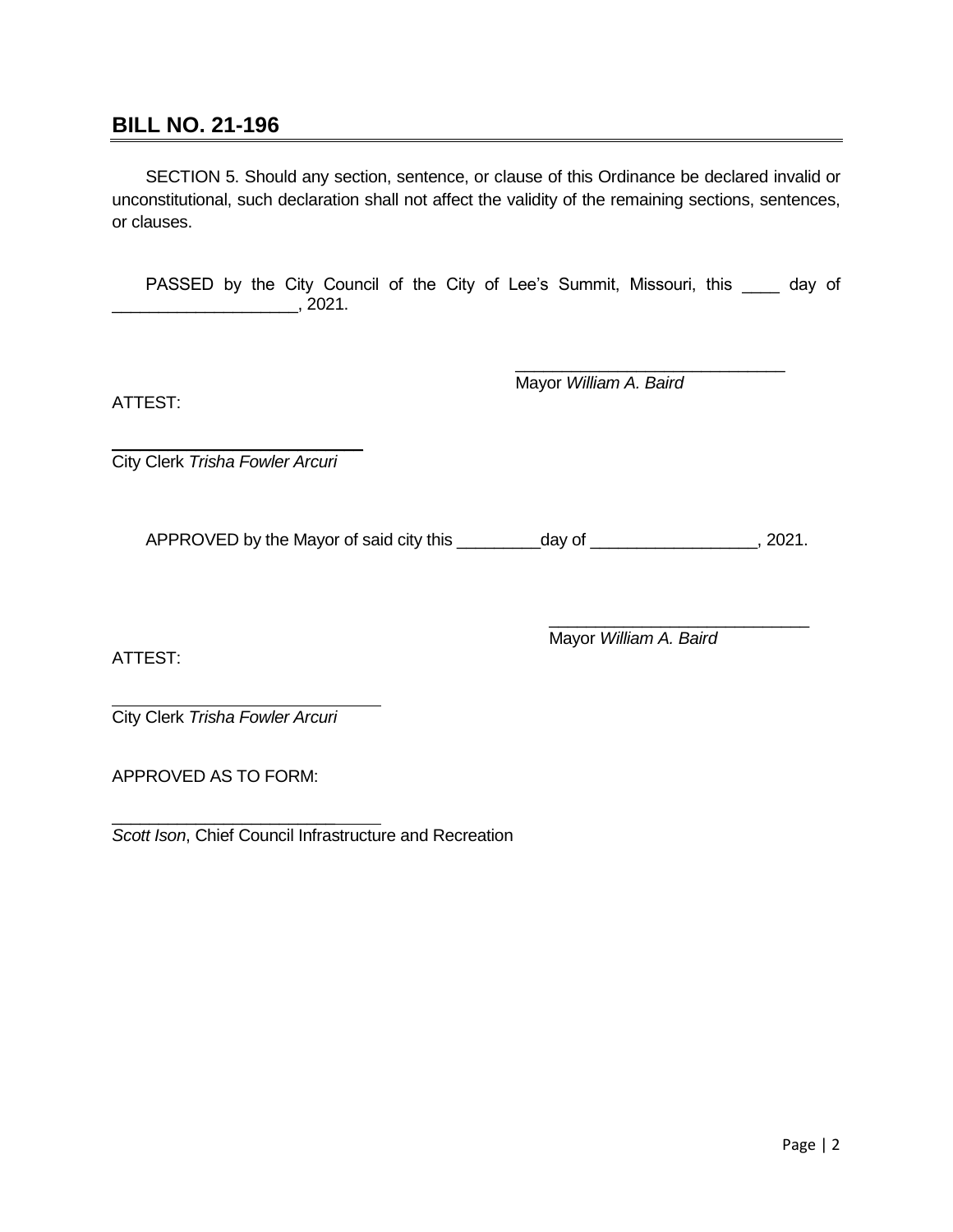## BILL NO. 21-196

SECTION 5. Should any section, sentence, or clause of this Ordinance be declared invalid or unconstitutional, such declaration shall not affect the validity of the remaining sections, sentences, or clauses.

PASSED by the City Council of the City of Lee's Summit, Missouri, this ____ day of ____________________, 2021.

______________________________
Mayor *William A. Baird*

ATTEST:

______________________________
City Clerk *Trisha Fowler Arcuri*

APPROVED by the Mayor of said city this _________day of __________________, 2021.

______________________________
Mayor *William A. Baird*

ATTEST:

______________________________
City Clerk *Trisha Fowler Arcuri*

APPROVED AS TO FORM:

______________________________
*Scott Ison*, Chief Council Infrastructure and Recreation